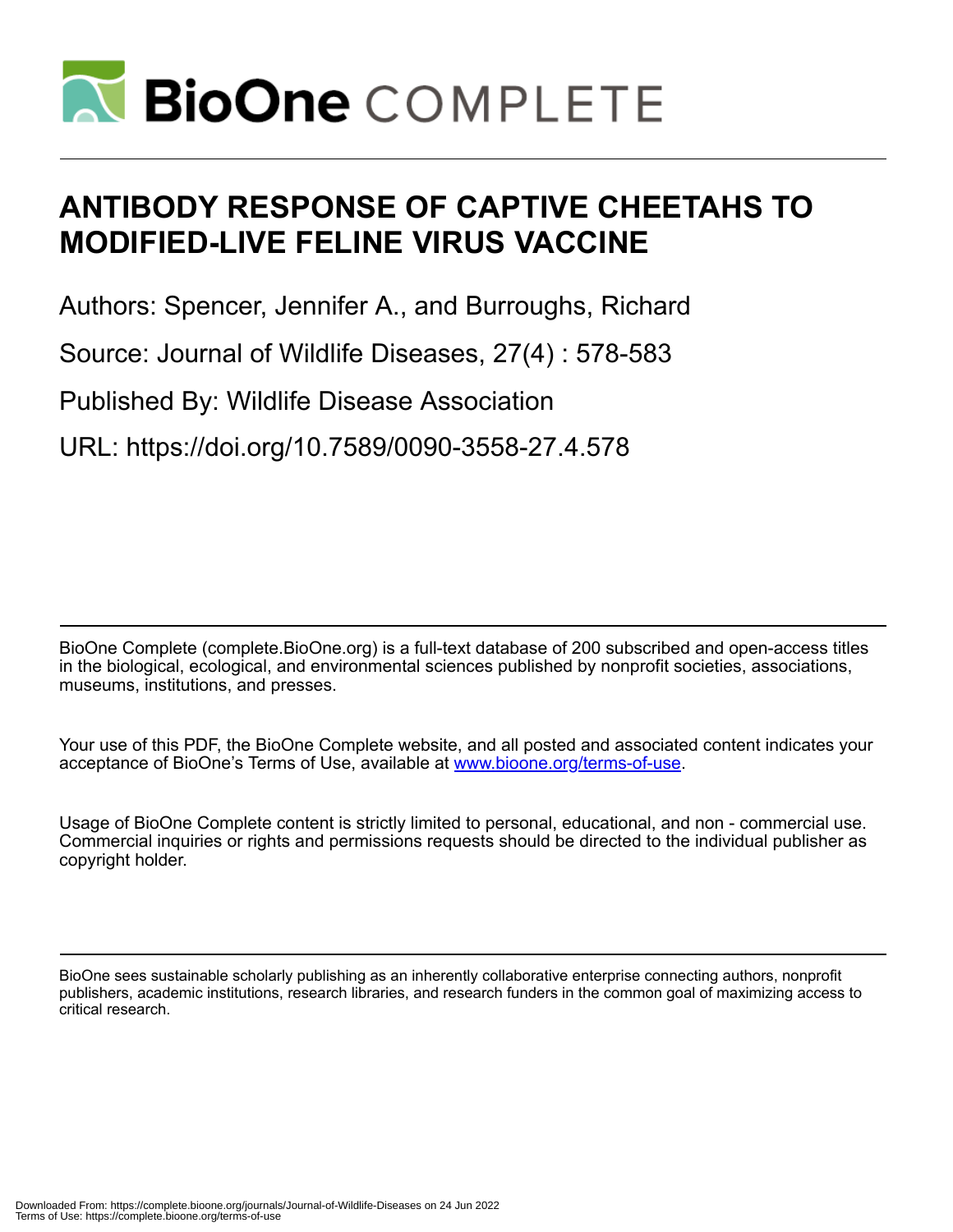# ANTIBODY RESPONSE OF CAPTIVE CHEETAHS TO MODIFIED-LIVE FELINE VIRUS VACCINE

Authors: Spencer, Jennifer A., and Burroughs, Richard

Source: Journal of Wildlife Diseases, 27(4) : 578-583

Published By: Wildlife Disease Association

URL: https://doi.org/10.7589/0090-3558-27.4.578

BioOne Complete (complete.BioOne.org) is a full-text database of 200 subscribed and open-access titles in the biological, ecological, and environmental sciences published by nonprofit societies, associations, museums, institutions, and presses.

Your use of this PDF, the BioOne Complete website, and all posted and associated content indicates your acceptance of BioOne's Terms of Use, available at www.bioone.org/terms-of-use.

Usage of BioOne Complete content is strictly limited to personal, educational, and non - commercial use. Commercial inquiries or rights and permissions requests should be directed to the individual publisher as copyright holder.

BioOne sees sustainable scholarly publishing as an inherently collaborative enterprise connecting authors, nonprofit publishers, academic institutions, research libraries, and research funders in the common goal of maximizing access to critical research.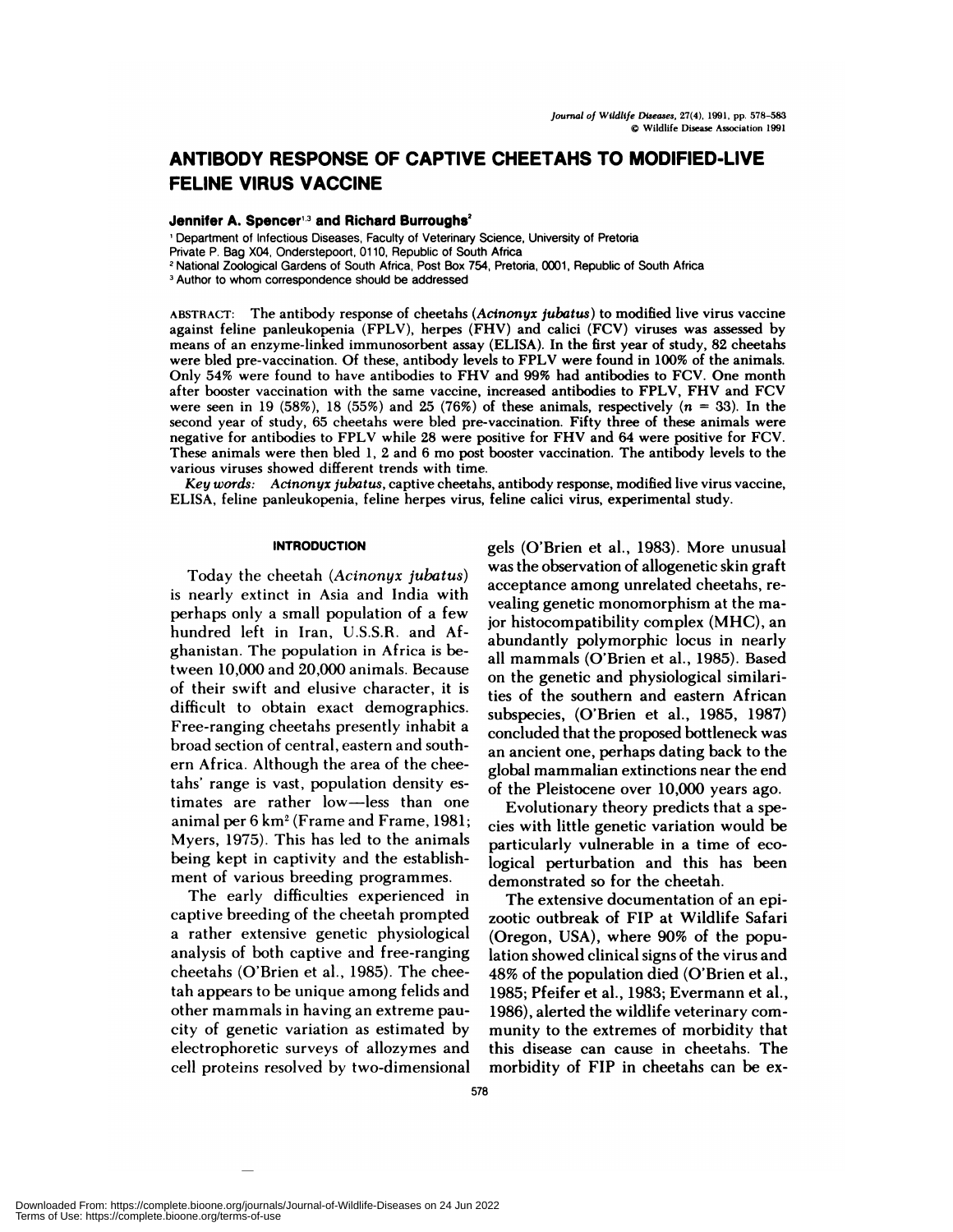# ANTIBODY RESPONSE OF CAPTIVE CHEETAHS TO MODIFIED-LIVE FELINE VIRUS VACCINE

**Jennifer A. Spencer**[1,3] **and Richard Burroughs**[2]

[1] Department of Infectious Diseases, Faculty of Veterinary Science, University of Pretoria
Private P. Bag X04, Onderstepoort, 0110, Republic of South Africa
[2] National Zoological Gardens of South Africa, Post Box 754, Pretoria, 0001, Republic of South Africa
[3] Author to whom correspondence should be addressed

ABSTRACT: The antibody response of cheetahs (*Acinonyx jubatus*) to modified live virus vaccine against feline panleukopenia (FPLV), herpes (FHV) and calici (FCV) viruses was assessed by means of an enzyme-linked immunosorbent assay (ELISA). In the first year of study, 82 cheetahs were bled pre-vaccination. Of these, antibody levels to FPLV were found in 100% of the animals. Only 54% were found to have antibodies to FHV and 99% had antibodies to FCV. One month after booster vaccination with the same vaccine, increased antibodies to FPLV, FHV and FCV were seen in 19 (58%), 18 (55%) and 25 (76%) of these animals, respectively ($n = 33$). In the second year of study, 65 cheetahs were bled pre-vaccination. Fifty three of these animals were negative for antibodies to FPLV while 28 were positive for FHV and 64 were positive for FCV. These animals were then bled 1, 2 and 6 mo post booster vaccination. The antibody levels to the various viruses showed different trends with time.

*Key words:* *Acinonyx jubatus*, captive cheetahs, antibody response, modified live virus vaccine, ELISA, feline panleukopenia, feline herpes virus, feline calici virus, experimental study.

## INTRODUCTION

Today the cheetah (*Acinonyx jubatus*) is nearly extinct in Asia and India with perhaps only a small population of a few hundred left in Iran, U.S.S.R. and Afghanistan. The population in Africa is between 10,000 and 20,000 animals. Because of their swift and elusive character, it is difficult to obtain exact demographics. Free-ranging cheetahs presently inhabit a broad section of central, eastern and southern Africa. Although the area of the cheetahs' range is vast, population density estimates are rather low—less than one animal per 6 km² (Frame and Frame, 1981; Myers, 1975). This has led to the animals being kept in captivity and the establishment of various breeding programmes.

The early difficulties experienced in captive breeding of the cheetah prompted a rather extensive genetic physiological analysis of both captive and free-ranging cheetahs (O'Brien et al., 1985). The cheetah appears to be unique among felids and other mammals in having an extreme paucity of genetic variation as estimated by electrophoretic surveys of allozymes and cell proteins resolved by two-dimensional gels (O'Brien et al., 1983). More unusual was the observation of allogenetic skin graft acceptance among unrelated cheetahs, revealing genetic monomorphism at the major histocompatibility complex (MHC), an abundantly polymorphic locus in nearly all mammals (O'Brien et al., 1985). Based on the genetic and physiological similarities of the southern and eastern African subspecies, (O'Brien et al., 1985, 1987) concluded that the proposed bottleneck was an ancient one, perhaps dating back to the global mammalian extinctions near the end of the Pleistocene over 10,000 years ago.

Evolutionary theory predicts that a species with little genetic variation would be particularly vulnerable in a time of ecological perturbation and this has been demonstrated so for the cheetah.

The extensive documentation of an epizootic outbreak of FIP at Wildlife Safari (Oregon, USA), where 90% of the population showed clinical signs of the virus and 48% of the population died (O'Brien et al., 1985; Pfeifer et al., 1983; Evermann et al., 1986), alerted the wildlife veterinary community to the extremes of morbidity that this disease can cause in cheetahs. The morbidity of FIP in cheetahs can be ex-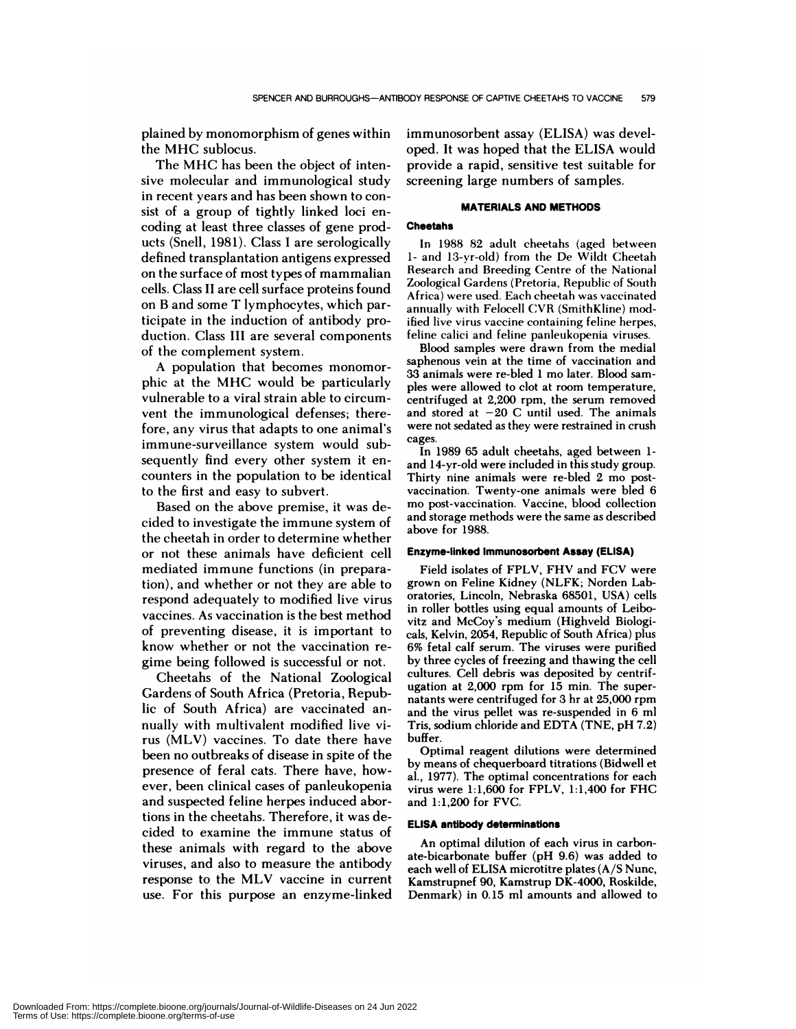plained by monomorphism of genes within the MHC sublocus.

The MHC has been the object of intensive molecular and immunological study in recent years and has been shown to consist of a group of tightly linked loci encoding at least three classes of gene products (Snell, 1981). Class I are serologically defined transplantation antigens expressed on the surface of most types of mammalian cells. Class II are cell surface proteins found on B and some T lymphocytes, which participate in the induction of antibody production. Class III are several components of the complement system.

A population that becomes monomorphic at the MHC would be particularly vulnerable to a viral strain able to circumvent the immunological defenses; therefore, any virus that adapts to one animal's immune-surveillance system would subsequently find every other system it encounters in the population to be identical to the first and easy to subvert.

Based on the above premise, it was decided to investigate the immune system of the cheetah in order to determine whether or not these animals have deficient cell mediated immune functions (in preparation), and whether or not they are able to respond adequately to modified live virus vaccines. As vaccination is the best method of preventing disease, it is important to know whether or not the vaccination regime being followed is successful or not.

Cheetahs of the National Zoological Gardens of South Africa (Pretoria, Republic of South Africa) are vaccinated annually with multivalent modified live virus (MLV) vaccines. To date there have been no outbreaks of disease in spite of the presence of feral cats. There have, however, been clinical cases of panleukopenia and suspected feline herpes induced abortions in the cheetahs. Therefore, it was decided to examine the immune status of these animals with regard to the above viruses, and also to measure the antibody response to the MLV vaccine in current use. For this purpose an enzyme-linked immunosorbent assay (ELISA) was developed. It was hoped that the ELISA would provide a rapid, sensitive test suitable for screening large numbers of samples.

## MATERIALS AND METHODS

### Cheetahs

In 1988 82 adult cheetahs (aged between 1- and 13-yr-old) from the De Wildt Cheetah Research and Breeding Centre of the National Zoological Gardens (Pretoria, Republic of South Africa) were used. Each cheetah was vaccinated annually with Felocell CVR (SmithKline) modified live virus vaccine containing feline herpes, feline calici and feline panleukopenia viruses.

Blood samples were drawn from the medial saphenous vein at the time of vaccination and 33 animals were re-bled 1 mo later. Blood samples were allowed to clot at room temperature, centrifuged at 2,200 rpm, the serum removed and stored at −20 C until used. The animals were not sedated as they were restrained in crush cages.

In 1989 65 adult cheetahs, aged between 1- and 14-yr-old were included in this study group. Thirty nine animals were re-bled 2 mo post-vaccination. Twenty-one animals were bled 6 mo post-vaccination. Vaccine, blood collection and storage methods were the same as described above for 1988.

### Enzyme-linked Immunosorbent Assay (ELISA)

Field isolates of FPLV, FHV and FCV were grown on Feline Kidney (NLFK; Norden Laboratories, Lincoln, Nebraska 68501, USA) cells in roller bottles using equal amounts of Leibovitz and McCoy's medium (Highveld Biologicals, Kelvin, 2054, Republic of South Africa) plus 6% fetal calf serum. The viruses were purified by three cycles of freezing and thawing the cell cultures. Cell debris was deposited by centrifugation at 2,000 rpm for 15 min. The supernatants were centrifuged for 3 hr at 25,000 rpm and the virus pellet was re-suspended in 6 ml Tris, sodium chloride and EDTA (TNE, pH 7.2) buffer.

Optimal reagent dilutions were determined by means of chequerboard titrations (Bidwell et al., 1977). The optimal concentrations for each virus were 1:1,600 for FPLV, 1:1,400 for FHC and 1:1,200 for FVC.

### ELISA antibody determinations

An optimal dilution of each virus in carbonate-bicarbonate buffer (pH 9.6) was added to each well of ELISA microtitre plates (A/S Nunc, Kamstrupnef 90, Kamstrup DK-4000, Roskilde, Denmark) in 0.15 ml amounts and allowed to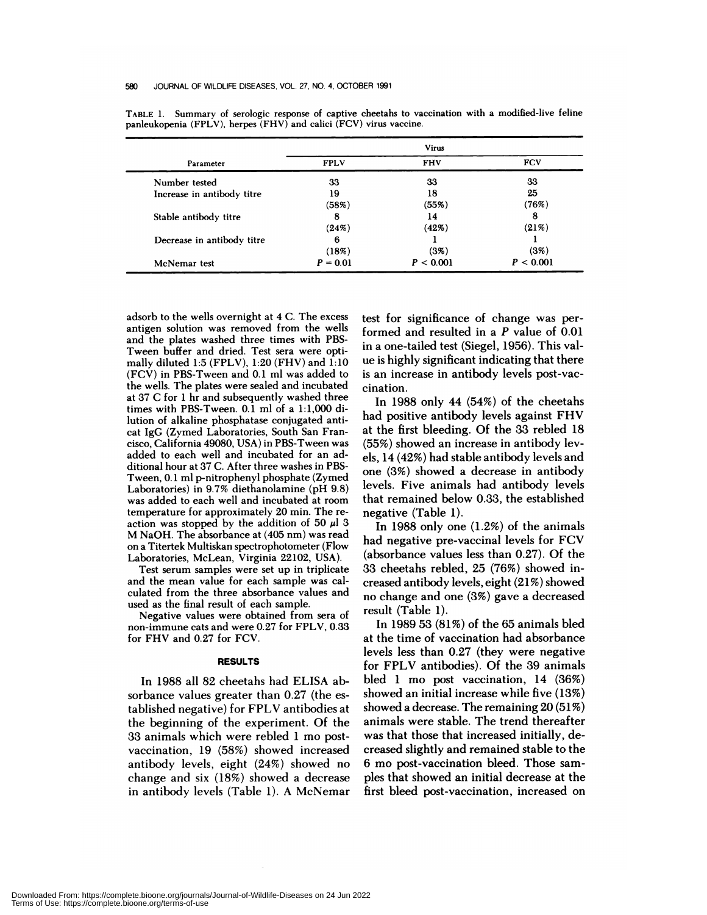TABLE 1. Summary of serologic response of captive cheetahs to vaccination with a modified-live feline panleukopenia (FPLV), herpes (FHV) and calici (FCV) virus vaccine.

| Parameter | Virus | | |
|---|---|---|---|
| | FPLV | FHV | FCV |
| Number tested | 33 | 33 | 33 |
| Increase in antibody titre | 19 (58%) | 18 (55%) | 25 (76%) |
| Stable antibody titre | 8 (24%) | 14 (42%) | 8 (21%) |
| Decrease in antibody titre | 6 (18%) | 1 (3%) | 1 (3%) |
| McNemar test | $P = 0.01$ | $P < 0.001$ | $P < 0.001$ |

adsorb to the wells overnight at 4 C. The excess antigen solution was removed from the wells and the plates washed three times with PBS-Tween buffer and dried. Test sera were optimally diluted 1:5 (FPLV), 1:20 (FHV) and 1:10 (FCV) in PBS-Tween and 0.1 ml was added to the wells. The plates were sealed and incubated at 37 C for 1 hr and subsequently washed three times with PBS-Tween. 0.1 ml of a 1:1,000 dilution of alkaline phosphatase conjugated anticat IgG (Zymed Laboratories, South San Francisco, California 49080, USA) in PBS-Tween was added to each well and incubated for an additional hour at 37 C. After three washes in PBS-Tween, 0.1 ml p-nitrophenyl phosphate (Zymed Laboratories) in 9.7% diethanolamine (pH 9.8) was added to each well and incubated at room temperature for approximately 20 min. The reaction was stopped by the addition of 50 μl 3 M NaOH. The absorbance at (405 nm) was read on a Titertek Multiskan spectrophotometer (Flow Laboratories, McLean, Virginia 22102, USA).

Test serum samples were set up in triplicate and the mean value for each sample was calculated from the three absorbance values and used as the final result of each sample.

Negative values were obtained from sera of non-immune cats and were 0.27 for FPLV, 0.33 for FHV and 0.27 for FCV.

## RESULTS

In 1988 all 82 cheetahs had ELISA absorbance values greater than 0.27 (the established negative) for FPLV antibodies at the beginning of the experiment. Of the 33 animals which were rebled 1 mo post-vaccination, 19 (58%) showed increased antibody levels, eight (24%) showed no change and six (18%) showed a decrease in antibody levels (Table 1). A McNemar test for significance of change was performed and resulted in a $P$ value of 0.01 in a one-tailed test (Siegel, 1956). This value is highly significant indicating that there is an increase in antibody levels post-vaccination.

In 1988 only 44 (54%) of the cheetahs had positive antibody levels against FHV at the first bleeding. Of the 33 rebled 18 (55%) showed an increase in antibody levels, 14 (42%) had stable antibody levels and one (3%) showed a decrease in antibody levels. Five animals had antibody levels that remained below 0.33, the established negative (Table 1).

In 1988 only one (1.2%) of the animals had negative pre-vaccinal levels for FCV (absorbance values less than 0.27). Of the 33 cheetahs rebled, 25 (76%) showed increased antibody levels, eight (21%) showed no change and one (3%) gave a decreased result (Table 1).

In 1989 53 (81%) of the 65 animals bled at the time of vaccination had absorbance levels less than 0.27 (they were negative for FPLV antibodies). Of the 39 animals bled 1 mo post vaccination, 14 (36%) showed an initial increase while five (13%) showed a decrease. The remaining 20 (51%) animals were stable. The trend thereafter was that those that increased initially, decreased slightly and remained stable to the 6 mo post-vaccination bleed. Those samples that showed an initial decrease at the first bleed post-vaccination, increased on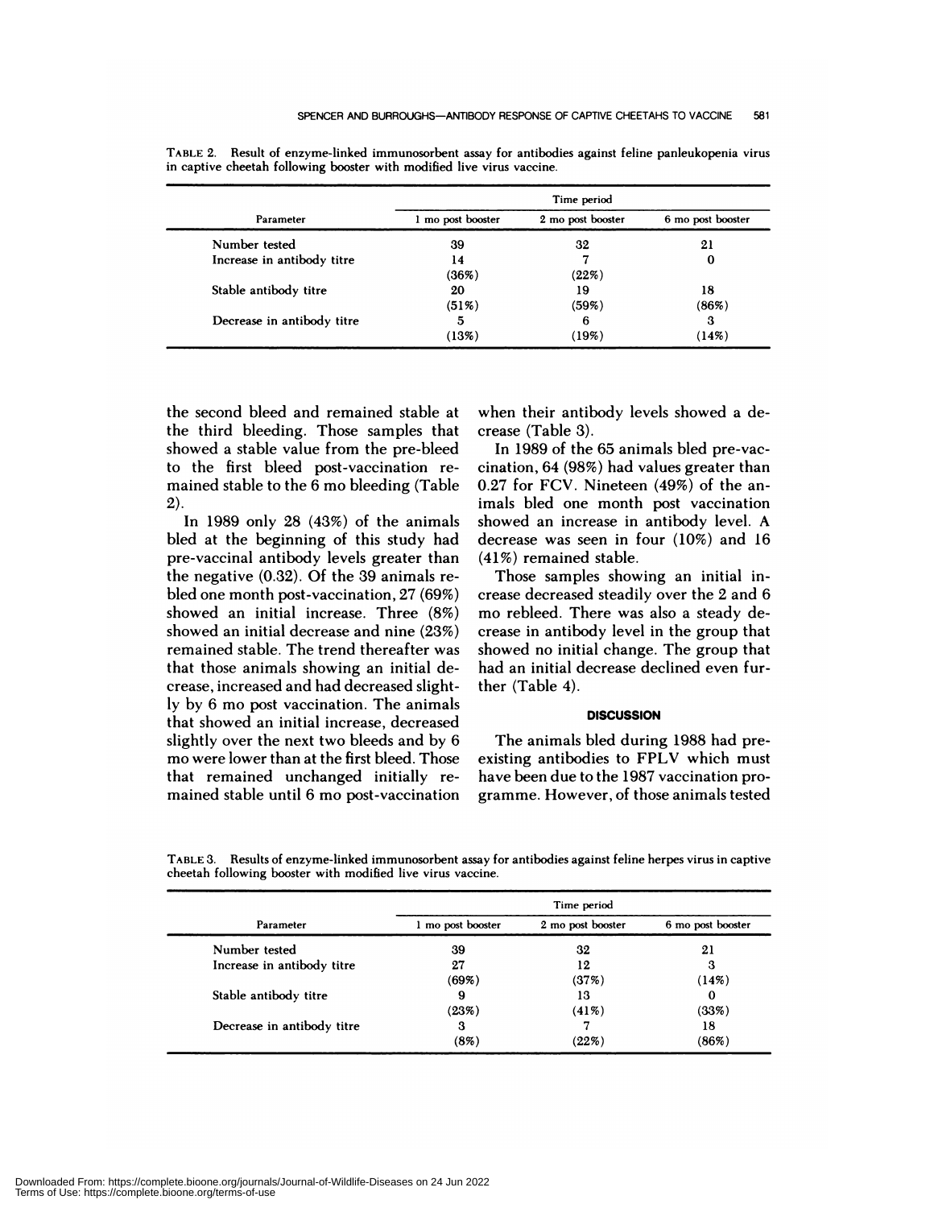TABLE 2. Result of enzyme-linked immunosorbent assay for antibodies against feline panleukopenia virus in captive cheetah following booster with modified live virus vaccine.

| Parameter | Time period | | |
|---|---|---|---|
| | 1 mo post booster | 2 mo post booster | 6 mo post booster |
| Number tested | 39 | 32 | 21 |
| Increase in antibody titre | 14 (36%) | 7 (22%) | 0 |
| Stable antibody titre | 20 (51%) | 19 (59%) | 18 (86%) |
| Decrease in antibody titre | 5 (13%) | 6 (19%) | 3 (14%) |

the second bleed and remained stable at the third bleeding. Those samples that showed a stable value from the pre-bleed to the first bleed post-vaccination remained stable to the 6 mo bleeding (Table 2).

In 1989 only 28 (43%) of the animals bled at the beginning of this study had pre-vaccinal antibody levels greater than the negative (0.32). Of the 39 animals rebled one month post-vaccination, 27 (69%) showed an initial increase. Three (8%) showed an initial decrease and nine (23%) remained stable. The trend thereafter was that those animals showing an initial decrease, increased and had decreased slightly by 6 mo post vaccination. The animals that showed an initial increase, decreased slightly over the next two bleeds and by 6 mo were lower than at the first bleed. Those that remained unchanged initially remained stable until 6 mo post-vaccination when their antibody levels showed a decrease (Table 3).

In 1989 of the 65 animals bled pre-vaccination, 64 (98%) had values greater than 0.27 for FCV. Nineteen (49%) of the animals bled one month post vaccination showed an increase in antibody level. A decrease was seen in four (10%) and 16 (41%) remained stable.

Those samples showing an initial increase decreased steadily over the 2 and 6 mo rebleed. There was also a steady decrease in antibody level in the group that showed no initial change. The group that had an initial decrease declined even further (Table 4).

## DISCUSSION

The animals bled during 1988 had preexisting antibodies to FPLV which must have been due to the 1987 vaccination programme. However, of those animals tested

TABLE 3. Results of enzyme-linked immunosorbent assay for antibodies against feline herpes virus in captive cheetah following booster with modified live virus vaccine.

| Parameter | Time period | | |
|---|---|---|---|
| | 1 mo post booster | 2 mo post booster | 6 mo post booster |
| Number tested | 39 | 32 | 21 |
| Increase in antibody titre | 27 (69%) | 12 (37%) | 3 (14%) |
| Stable antibody titre | 9 (23%) | 13 (41%) | 0 (33%) |
| Decrease in antibody titre | 3 (8%) | 7 (22%) | 18 (86%) |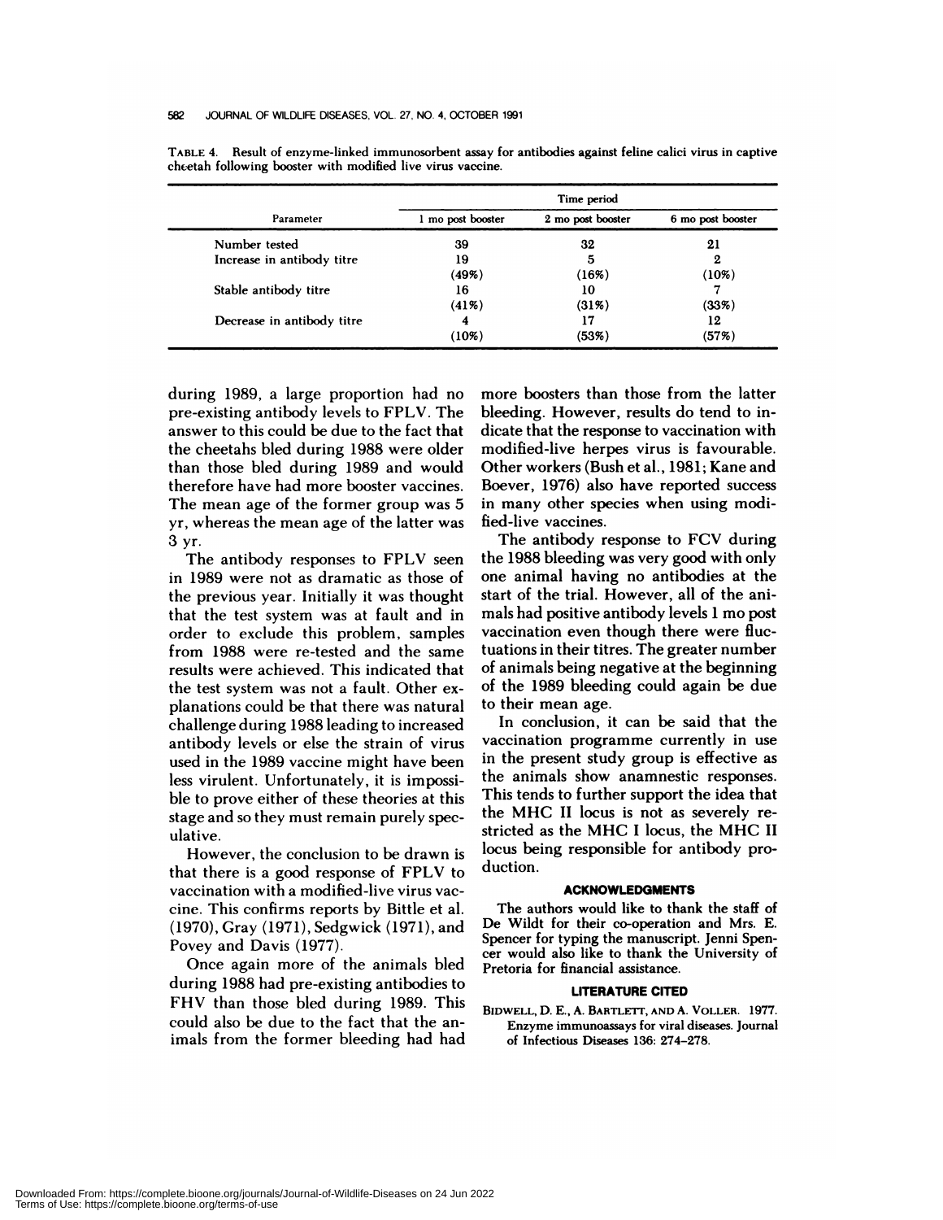TABLE 4. Result of enzyme-linked immunosorbent assay for antibodies against feline calici virus in captive cheetah following booster with modified live virus vaccine.

| Parameter | Time period | | |
|---|---|---|---|
| | 1 mo post booster | 2 mo post booster | 6 mo post booster |
| Number tested | 39 | 32 | 21 |
| Increase in antibody titre | 19 (49%) | 5 (16%) | 2 (10%) |
| Stable antibody titre | 16 (41%) | 10 (31%) | 7 (33%) |
| Decrease in antibody titre | 4 (10%) | 17 (53%) | 12 (57%) |

during 1989, a large proportion had no pre-existing antibody levels to FPLV. The answer to this could be due to the fact that the cheetahs bled during 1988 were older than those bled during 1989 and would therefore have had more booster vaccines. The mean age of the former group was 5 yr, whereas the mean age of the latter was 3 yr.

The antibody responses to FPLV seen in 1989 were not as dramatic as those of the previous year. Initially it was thought that the test system was at fault and in order to exclude this problem, samples from 1988 were re-tested and the same results were achieved. This indicated that the test system was not a fault. Other explanations could be that there was natural challenge during 1988 leading to increased antibody levels or else the strain of virus used in the 1989 vaccine might have been less virulent. Unfortunately, it is impossible to prove either of these theories at this stage and so they must remain purely speculative.

However, the conclusion to be drawn is that there is a good response of FPLV to vaccination with a modified-live virus vaccine. This confirms reports by Bittle et al. (1970), Gray (1971), Sedgwick (1971), and Povey and Davis (1977).

Once again more of the animals bled during 1988 had pre-existing antibodies to FHV than those bled during 1989. This could also be due to the fact that the animals from the former bleeding had had more boosters than those from the latter bleeding. However, results do tend to indicate that the response to vaccination with modified-live herpes virus is favourable. Other workers (Bush et al., 1981; Kane and Boever, 1976) also have reported success in many other species when using modified-live vaccines.

The antibody response to FCV during the 1988 bleeding was very good with only one animal having no antibodies at the start of the trial. However, all of the animals had positive antibody levels 1 mo post vaccination even though there were fluctuations in their titres. The greater number of animals being negative at the beginning of the 1989 bleeding could again be due to their mean age.

In conclusion, it can be said that the vaccination programme currently in use in the present study group is effective as the animals show anamnestic responses. This tends to further support the idea that the MHC II locus is not as severely restricted as the MHC I locus, the MHC II locus being responsible for antibody production.

## ACKNOWLEDGMENTS

The authors would like to thank the staff of De Wildt for their co-operation and Mrs. E. Spencer for typing the manuscript. Jenni Spencer would also like to thank the University of Pretoria for financial assistance.

## LITERATURE CITED

BIDWELL, D. E., A. BARTLETT, AND A. VOLLER. 1977. Enzyme immunoassays for viral diseases. Journal of Infectious Diseases 136: 274–278.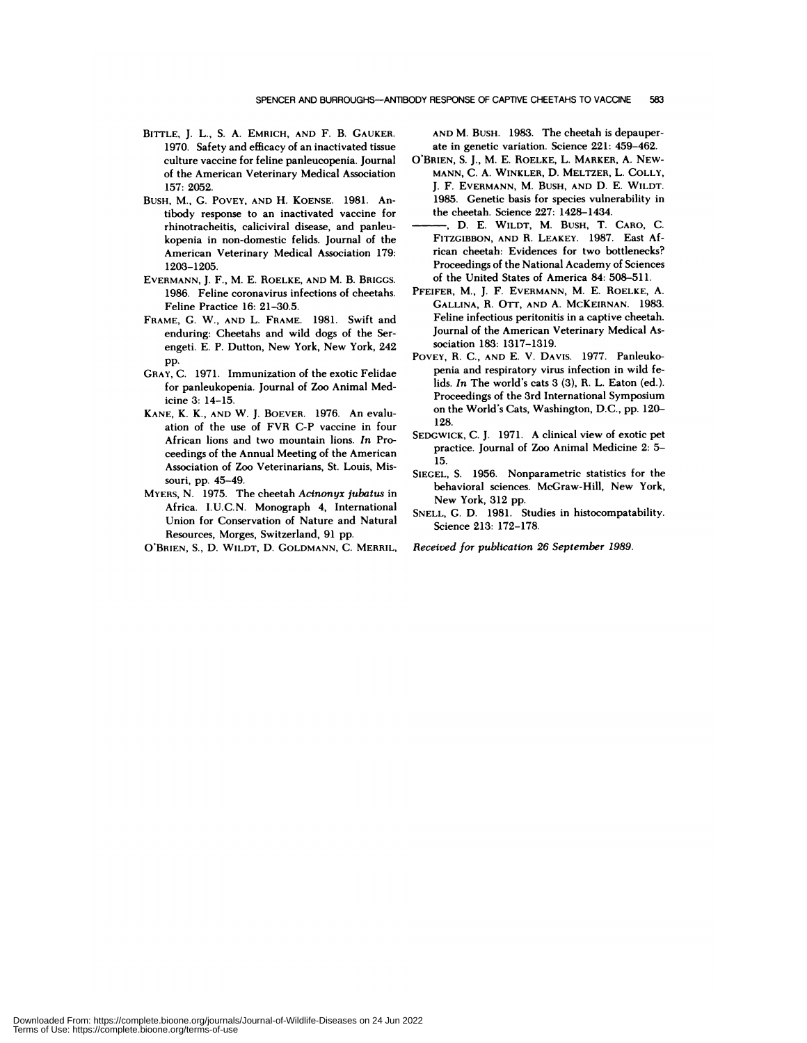BITTLE, J. L., S. A. EMRICH, AND F. B. GAUKER. 1970. Safety and efficacy of an inactivated tissue culture vaccine for feline panleucopenia. Journal of the American Veterinary Medical Association 157: 2052.

BUSH, M., G. POVEY, AND H. KOENSE. 1981. Antibody response to an inactivated vaccine for rhinotracheitis, caliciviral disease, and panleukopenia in non-domestic felids. Journal of the American Veterinary Medical Association 179: 1203–1205.

EVERMANN, J. F., M. E. ROELKE, AND M. B. BRIGGS. 1986. Feline coronavirus infections of cheetahs. Feline Practice 16: 21–30.5.

FRAME, G. W., AND L. FRAME. 1981. Swift and enduring: Cheetahs and wild dogs of the Serengeti. E. P. Dutton, New York, New York, 242 pp.

GRAY, C. 1971. Immunization of the exotic Felidae for panleukopenia. Journal of Zoo Animal Medicine 3: 14–15.

KANE, K. K., AND W. J. BOEVER. 1976. An evaluation of the use of FVR C-P vaccine in four African lions and two mountain lions. *In* Proceedings of the Annual Meeting of the American Association of Zoo Veterinarians, St. Louis, Missouri, pp. 45–49.

MYERS, N. 1975. The cheetah *Acinonyx jubatus* in Africa. I.U.C.N. Monograph 4, International Union for Conservation of Nature and Natural Resources, Morges, Switzerland, 91 pp.

O'BRIEN, S., D. WILDT, D. GOLDMANN, C. MERRIL, AND M. BUSH. 1983. The cheetah is depauperate in genetic variation. Science 221: 459–462.

O'BRIEN, S. J., M. E. ROELKE, L. MARKER, A. NEWMANN, C. A. WINKLER, D. MELTZER, L. COLLY, J. F. EVERMANN, M. BUSH, AND D. E. WILDT. 1985. Genetic basis for species vulnerability in the cheetah. Science 227: 1428–1434.

———, D. E. WILDT, M. BUSH, T. CARO, C. FITZGIBBON, AND R. LEAKEY. 1987. East African cheetah: Evidences for two bottlenecks? Proceedings of the National Academy of Sciences of the United States of America 84: 508–511.

PFEIFER, M., J. F. EVERMANN, M. E. ROELKE, A. GALLINA, R. OTT, AND A. MCKEIRNAN. 1983. Feline infectious peritonitis in a captive cheetah. Journal of the American Veterinary Medical Association 183: 1317–1319.

POVEY, R. C., AND E. V. DAVIS. 1977. Panleukopenia and respiratory virus infection in wild felids. *In* The world's cats 3 (3), R. L. Eaton (ed.). Proceedings of the 3rd International Symposium on the World's Cats, Washington, D.C., pp. 120–128.

SEDGWICK, C. J. 1971. A clinical view of exotic pet practice. Journal of Zoo Animal Medicine 2: 5–15.

SIEGEL, S. 1956. Nonparametric statistics for the behavioral sciences. McGraw-Hill, New York, New York, 312 pp.

SNELL, G. D. 1981. Studies in histocompatability. Science 213: 172–178.

*Received for publication 26 September 1989.*